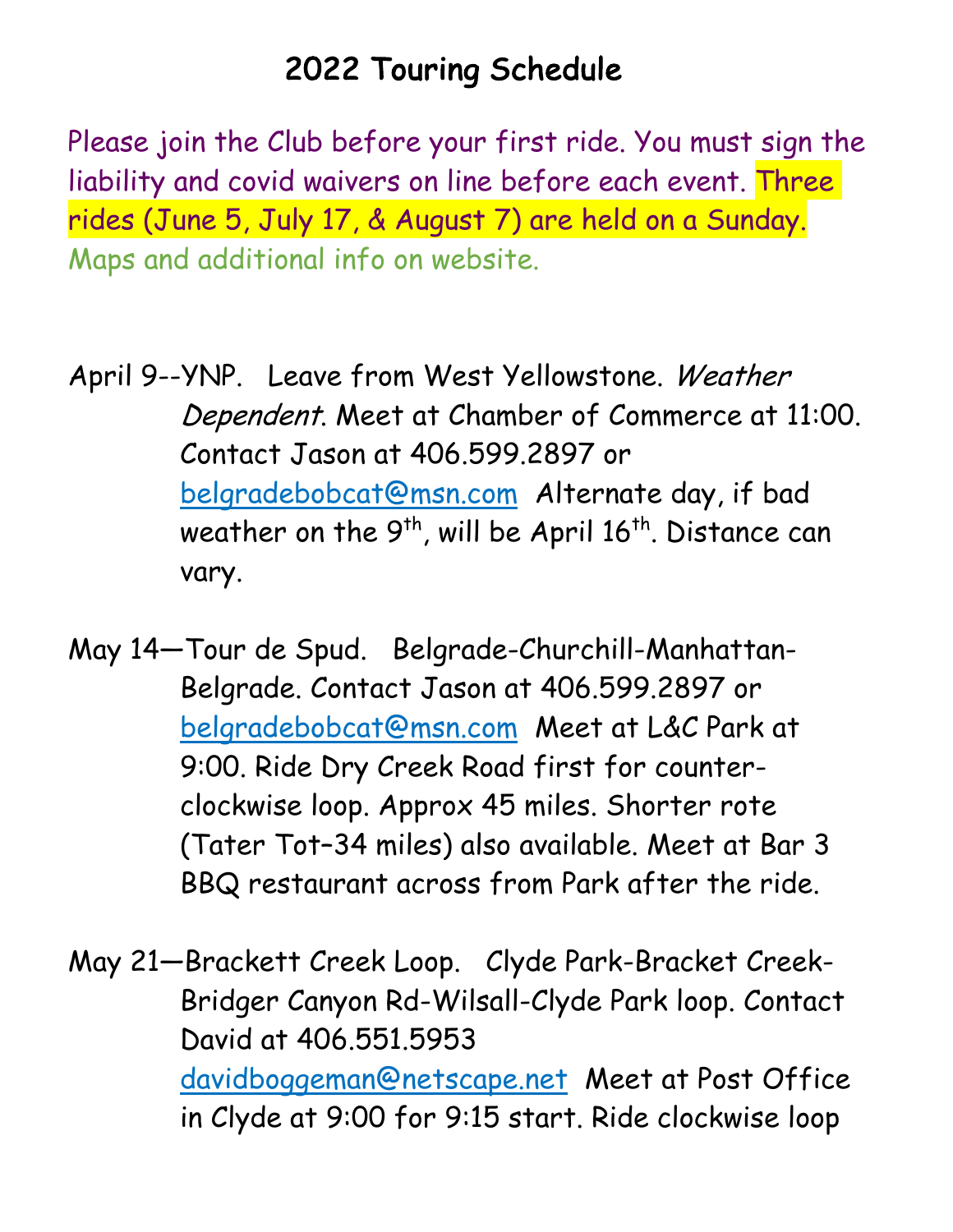# 2022 Touring Schedule

Please join the Club before your first ride. You must sign the liability and covid waivers on line before each event. Three rides (June 5, July 17, & August 7) are held on a Sunday. Maps and additional info on website.

April 9--YNP. Leave from West Yellowstone. *Weather Dependent*. Meet at Chamber of Commerce at 11:00. Contact Jason at 406.599.2897 or belgradebobcat@msn.com Alternate day, if bad weather on the 9th, will be April 16th. Distance can vary.

May 14—Tour de Spud. Belgrade-Churchill-Manhattan-Belgrade. Contact Jason at 406.599.2897 or belgradebobcat@msn.com Meet at L&C Park at 9:00. Ride Dry Creek Road first for counter-clockwise loop. Approx 45 miles. Shorter rote (Tater Tot–34 miles) also available. Meet at Bar 3 BBQ restaurant across from Park after the ride.

May 21—Brackett Creek Loop. Clyde Park-Bracket Creek-Bridger Canyon Rd-Wilsall-Clyde Park loop. Contact David at 406.551.5953 davidboggeman@netscape.net Meet at Post Office in Clyde at 9:00 for 9:15 start. Ride clockwise loop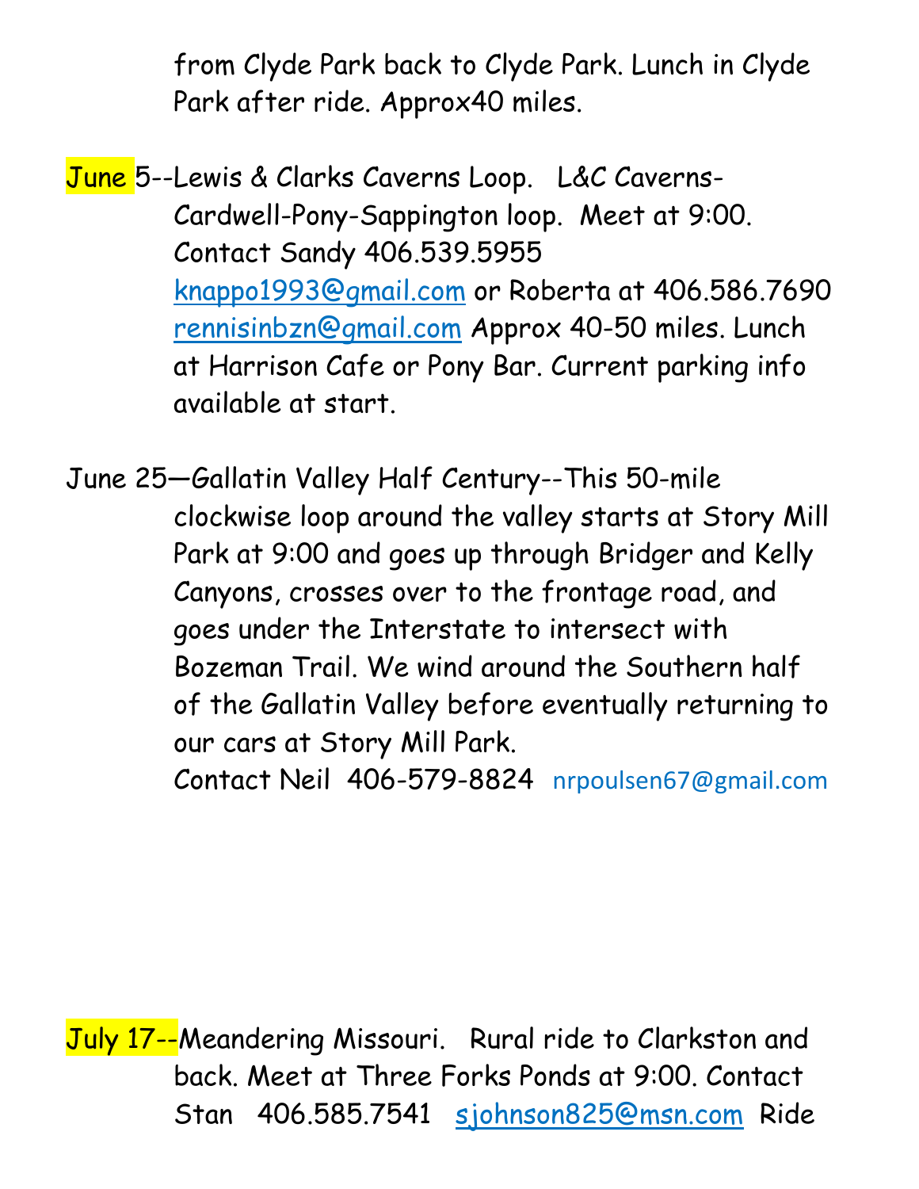from Clyde Park back to Clyde Park. Lunch in Clyde Park after ride. Approx40 miles.

June 5--Lewis & Clarks Caverns Loop. L&C Caverns-Cardwell-Pony-Sappington loop. Meet at 9:00. Contact Sandy 406.539.5955 knappo1993@gmail.com or Roberta at 406.586.7690 rennisinbzn@gmail.com Approx 40-50 miles. Lunch at Harrison Cafe or Pony Bar. Current parking info available at start.

June 25—Gallatin Valley Half Century--This 50-mile clockwise loop around the valley starts at Story Mill Park at 9:00 and goes up through Bridger and Kelly Canyons, crosses over to the frontage road, and goes under the Interstate to intersect with Bozeman Trail. We wind around the Southern half of the Gallatin Valley before eventually returning to our cars at Story Mill Park.
Contact Neil 406-579-8824 nrpoulsen67@gmail.com

July 17--Meandering Missouri. Rural ride to Clarkston and back. Meet at Three Forks Ponds at 9:00. Contact Stan 406.585.7541 sjohnson825@msn.com Ride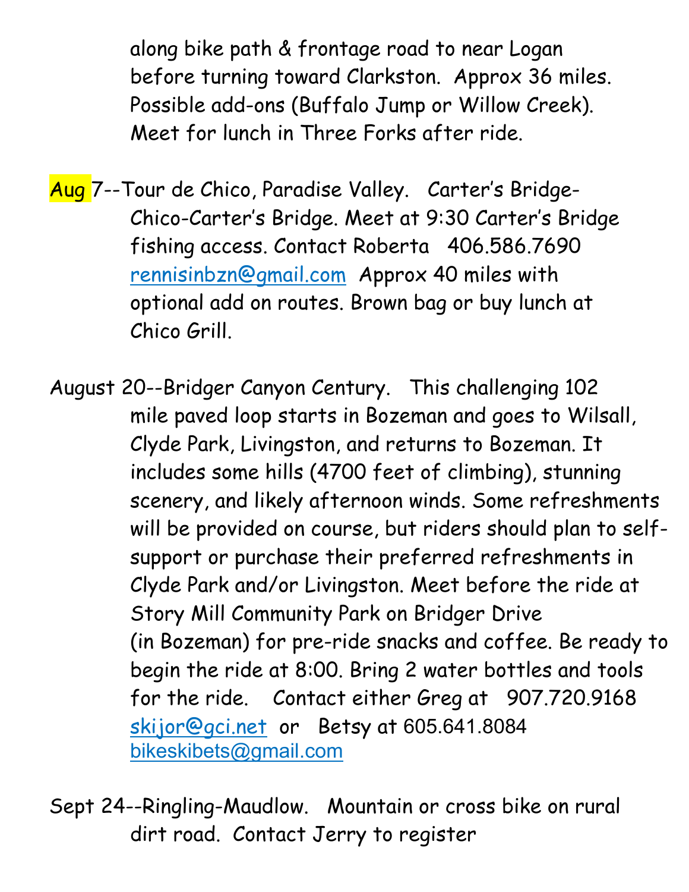along bike path & frontage road to near Logan before turning toward Clarkston. Approx 36 miles. Possible add-ons (Buffalo Jump or Willow Creek). Meet for lunch in Three Forks after ride.

Aug 7--Tour de Chico, Paradise Valley. Carter's Bridge-Chico-Carter's Bridge. Meet at 9:30 Carter's Bridge fishing access. Contact Roberta 406.586.7690 rennisinbzn@gmail.com Approx 40 miles with optional add on routes. Brown bag or buy lunch at Chico Grill.

August 20--Bridger Canyon Century. This challenging 102 mile paved loop starts in Bozeman and goes to Wilsall, Clyde Park, Livingston, and returns to Bozeman. It includes some hills (4700 feet of climbing), stunning scenery, and likely afternoon winds. Some refreshments will be provided on course, but riders should plan to self-support or purchase their preferred refreshments in Clyde Park and/or Livingston. Meet before the ride at Story Mill Community Park on Bridger Drive (in Bozeman) for pre-ride snacks and coffee. Be ready to begin the ride at 8:00. Bring 2 water bottles and tools for the ride. Contact either Greg at 907.720.9168 skijor@gci.net or Betsy at 605.641.8084 bikeskibets@gmail.com

Sept 24--Ringling-Maudlow. Mountain or cross bike on rural dirt road. Contact Jerry to register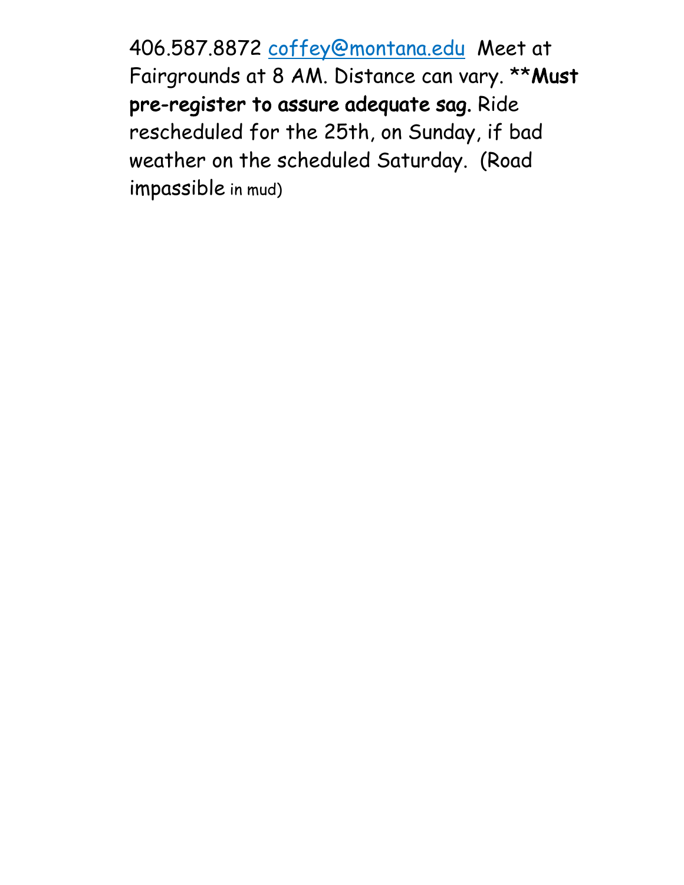406.587.8872 [coffey@montana.edu](mailto:coffey@montana.edu) Meet at Fairgrounds at 8 AM. Distance can vary. ****Must pre-register to assure adequate sag.** Ride rescheduled for the 25th, on Sunday, if bad weather on the scheduled Saturday. (Road impassible in mud)